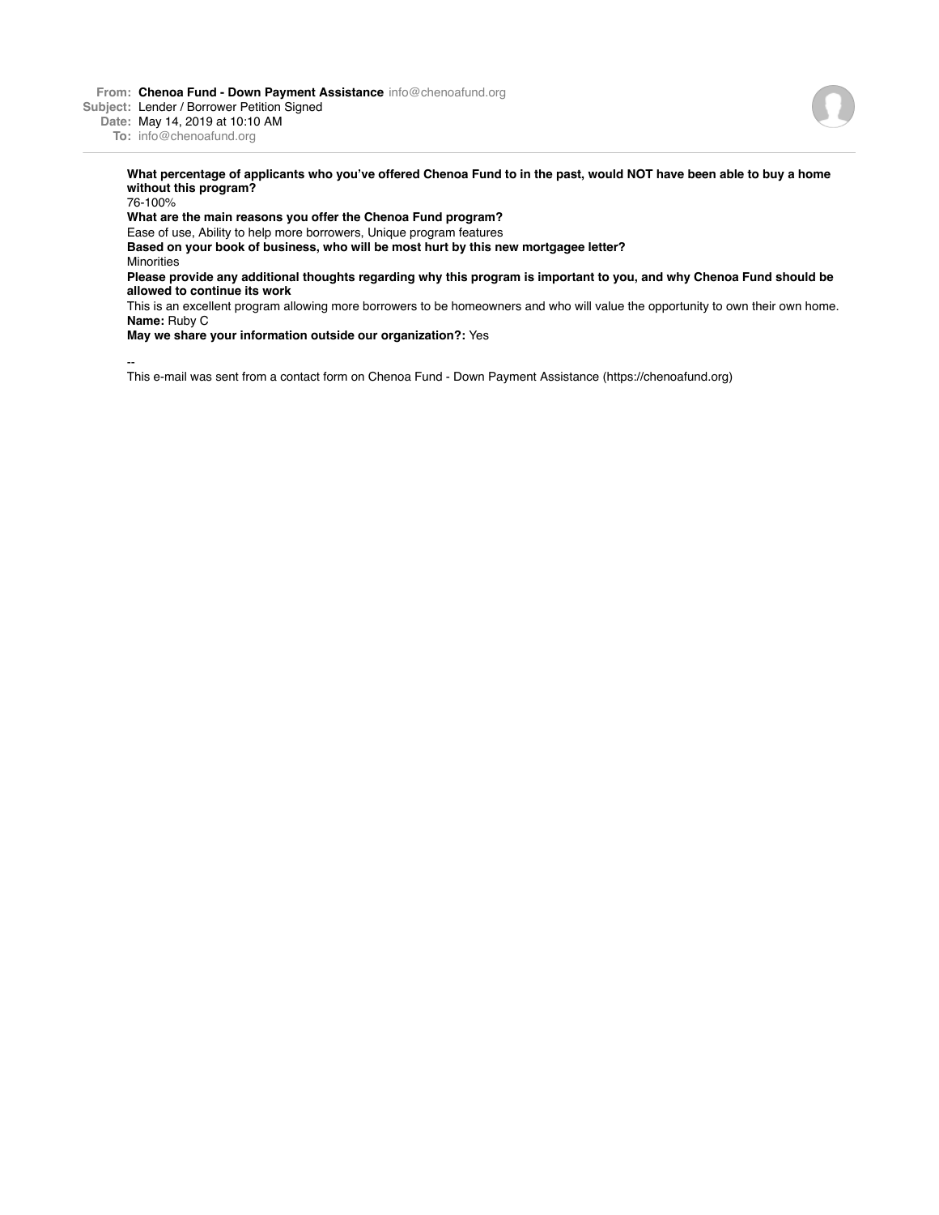**From:** **Chenoa Fund - Down Payment Assistance** info@chenoafund.org
**Subject:** Lender / Borrower Petition Signed
**Date:** May 14, 2019 at 10:10 AM
**To:** info@chenoafund.org

---

**What percentage of applicants who you've offered Chenoa Fund to in the past, would NOT have been able to buy a home without this program?**
76-100%
**What are the main reasons you offer the Chenoa Fund program?**
Ease of use, Ability to help more borrowers, Unique program features
**Based on your book of business, who will be most hurt by this new mortgagee letter?**
Minorities
**Please provide any additional thoughts regarding why this program is important to you, and why Chenoa Fund should be allowed to continue its work**
This is an excellent program allowing more borrowers to be homeowners and who will value the opportunity to own their own home.
**Name:** Ruby C
**May we share your information outside our organization?:** Yes

--
This e-mail was sent from a contact form on Chenoa Fund - Down Payment Assistance (https://chenoafund.org)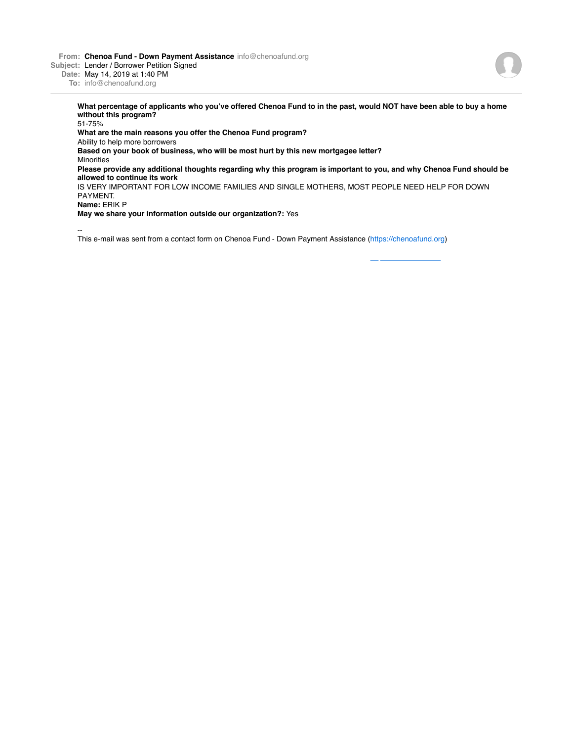**From:** Chenoa Fund - Down Payment Assistance info@chenoafund.org
**Subject:** Lender / Borrower Petition Signed
**Date:** May 14, 2019 at 1:40 PM
**To:** info@chenoafund.org

**What percentage of applicants who you've offered Chenoa Fund to in the past, would NOT have been able to buy a home without this program?**
51-75%
**What are the main reasons you offer the Chenoa Fund program?**
Ability to help more borrowers
**Based on your book of business, who will be most hurt by this new mortgagee letter?**
Minorities
**Please provide any additional thoughts regarding why this program is important to you, and why Chenoa Fund should be allowed to continue its work**
IS VERY IMPORTANT FOR LOW INCOME FAMILIES AND SINGLE MOTHERS, MOST PEOPLE NEED HELP FOR DOWN PAYMENT.
**Name:** ERIK P
**May we share your information outside our organization?:** Yes

--
This e-mail was sent from a contact form on Chenoa Fund - Down Payment Assistance (https://chenoafund.org)